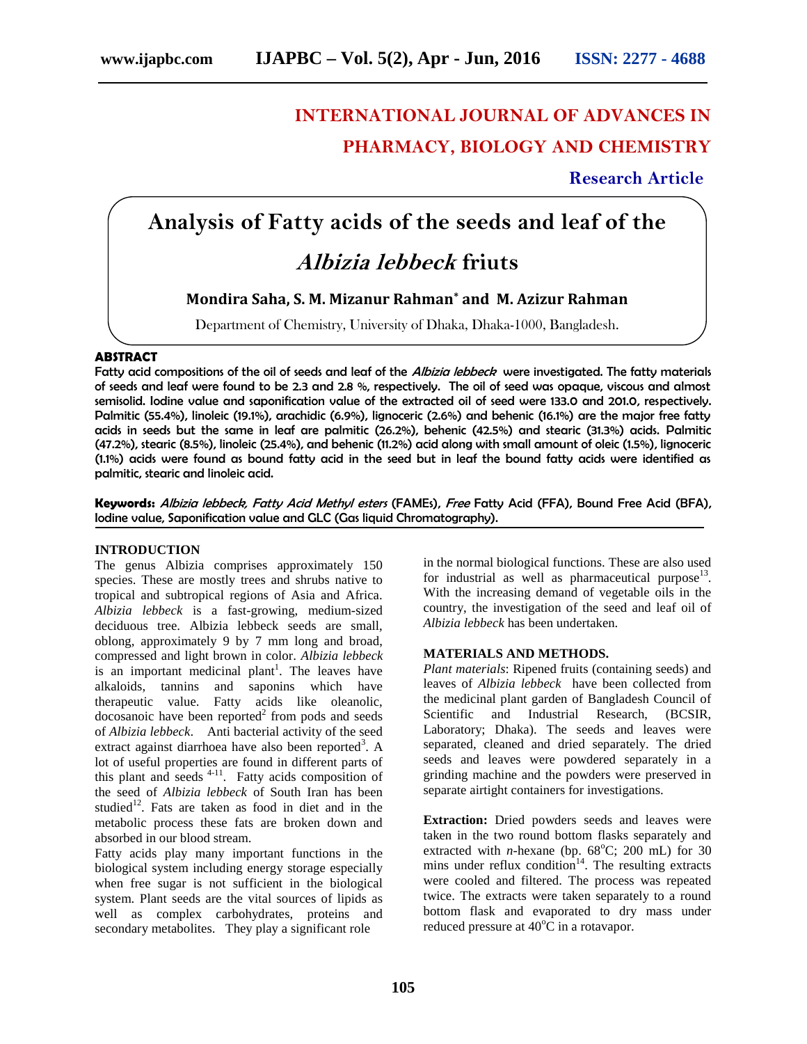# INTERNATIONAL JOURNAL OF ADVANCES IN PHARMACY, BIOLOGY AND CHEMISTRY

**Research Article**

# Analysis of Fatty acids of the seeds and leaf of the *Albizia lebbeck* friuts

**Mondira Saha, S. M. Mizanur Rahman\* and M. Azizur Rahman**

Department of Chemistry, University of Dhaka, Dhaka-1000, Bangladesh.

## ABSTRACT

**Fatty acid compositions of the oil of seeds and leaf of the *Albizia lebbeck* were investigated. The fatty materials of seeds and leaf were found to be 2.3 and 2.8 %, respectively. The oil of seed was opaque, viscous and almost semisolid. Iodine value and saponification value of the extracted oil of seed were 133.0 and 201.0, respectively. Palmitic (55.4%), linoleic (19.1%), arachidic (6.9%), lignoceric (2.6%) and behenic (16.1%) are the major free fatty acids in seeds but the same in leaf are palmitic (26.2%), behenic (42.5%) and stearic (31.3%) acids. Palmitic (47.2%), stearic (8.5%), linoleic (25.4%), and behenic (11.2%) acid along with small amount of oleic (1.5%), lignoceric (1.1%) acids were found as bound fatty acid in the seed but in leaf the bound fatty acids were identified as palmitic, stearic and linoleic acid.**

**Keywords:** ***Albizia lebbeck, Fatty Acid Methyl esters*** **(FAMEs),** ***Free*** **Fatty Acid (FFA), Bound Free Acid (BFA), Iodine value, Saponification value and GLC (Gas liquid Chromatography).**

## INTRODUCTION

The genus Albizia comprises approximately 150 species. These are mostly trees and shrubs native to tropical and subtropical regions of Asia and Africa. *Albizia lebbeck* is a fast-growing, medium-sized deciduous tree. Albizia lebbeck seeds are small, oblong, approximately 9 by 7 mm long and broad, compressed and light brown in color. *Albizia lebbeck* is an important medicinal plant[1]. The leaves have alkaloids, tannins and saponins which have therapeutic value. Fatty acids like oleanolic, docosanoic have been reported[2] from pods and seeds of *Albizia lebbeck*. Anti bacterial activity of the seed extract against diarrhoea have also been reported[3]. A lot of useful properties are found in different parts of this plant and seeds [4-11]. Fatty acids composition of the seed of *Albizia lebbeck* of South Iran has been studied[12]. Fats are taken as food in diet and in the metabolic process these fats are broken down and absorbed in our blood stream.

Fatty acids play many important functions in the biological system including energy storage especially when free sugar is not sufficient in the biological system. Plant seeds are the vital sources of lipids as well as complex carbohydrates, proteins and secondary metabolites. They play a significant role in the normal biological functions. These are also used for industrial as well as pharmaceutical purpose[13]. With the increasing demand of vegetable oils in the country, the investigation of the seed and leaf oil of *Albizia lebbeck* has been undertaken.

## MATERIALS AND METHODS.

*Plant materials*: Ripened fruits (containing seeds) and leaves of *Albizia lebbeck* have been collected from the medicinal plant garden of Bangladesh Council of Scientific and Industrial Research, (BCSIR, Laboratory; Dhaka). The seeds and leaves were separated, cleaned and dried separately. The dried seeds and leaves were powdered separately in a grinding machine and the powders were preserved in separate airtight containers for investigations.

**Extraction:** Dried powders seeds and leaves were taken in the two round bottom flasks separately and extracted with *n*-hexane (bp. 68$^{o}$C; 200 mL) for 30 mins under reflux condition[14]. The resulting extracts were cooled and filtered. The process was repeated twice. The extracts were taken separately to a round bottom flask and evaporated to dry mass under reduced pressure at 40$^{o}$C in a rotavapor.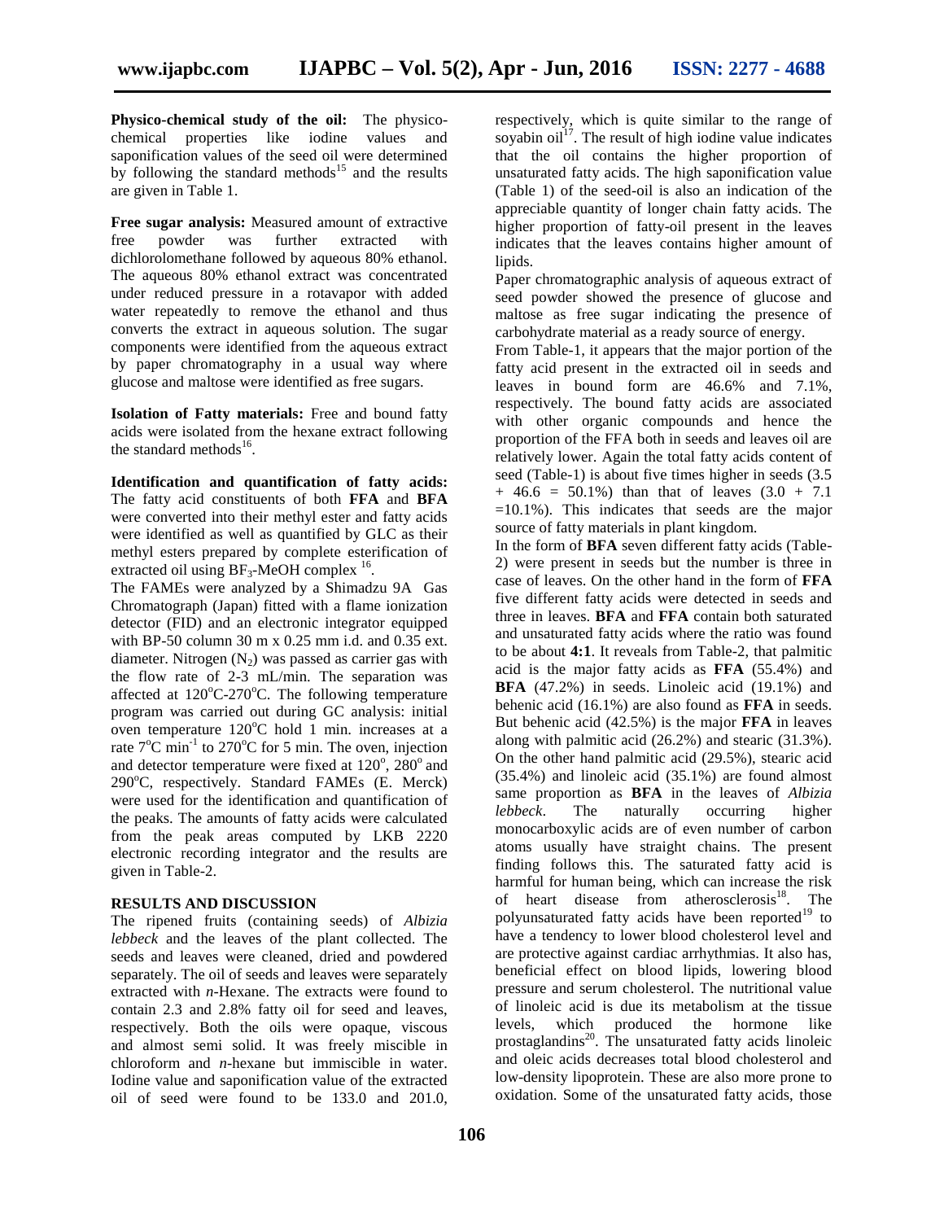**Physico-chemical study of the oil:** The physico-chemical properties like iodine values and saponification values of the seed oil were determined by following the standard methods[15] and the results are given in Table 1.

**Free sugar analysis:** Measured amount of extractive free powder was further extracted with dichlorolomethane followed by aqueous 80% ethanol. The aqueous 80% ethanol extract was concentrated under reduced pressure in a rotavapor with added water repeatedly to remove the ethanol and thus converts the extract in aqueous solution. The sugar components were identified from the aqueous extract by paper chromatography in a usual way where glucose and maltose were identified as free sugars.

**Isolation of Fatty materials:** Free and bound fatty acids were isolated from the hexane extract following the standard methods[16].

**Identification and quantification of fatty acids:** The fatty acid constituents of both **FFA** and **BFA** were converted into their methyl ester and fatty acids were identified as well as quantified by GLC as their methyl esters prepared by complete esterification of extracted oil using $BF_3$-MeOH complex [16].

The FAMEs were analyzed by a Shimadzu 9A Gas Chromatograph (Japan) fitted with a flame ionization detector (FID) and an electronic integrator equipped with BP-50 column 30 m x 0.25 mm i.d. and 0.35 ext. diameter. Nitrogen ($N_2$) was passed as carrier gas with the flow rate of 2-3 mL/min. The separation was affected at $120^oC$-$270^oC$. The following temperature program was carried out during GC analysis: initial oven temperature $120^oC$ hold 1 min. increases at a rate $7^oC$ $min^{-1}$ to $270^oC$ for 5 min. The oven, injection and detector temperature were fixed at $120^o$, $280^o$ and $290^oC$, respectively. Standard FAMEs (E. Merck) were used for the identification and quantification of the peaks. The amounts of fatty acids were calculated from the peak areas computed by LKB 2220 electronic recording integrator and the results are given in Table-2.

## RESULTS AND DISCUSSION

The ripened fruits (containing seeds) of *Albizia lebbeck* and the leaves of the plant collected. The seeds and leaves were cleaned, dried and powdered separately. The oil of seeds and leaves were separately extracted with *n*-Hexane. The extracts were found to contain 2.3 and 2.8% fatty oil for seed and leaves, respectively. Both the oils were opaque, viscous and almost semi solid. It was freely miscible in chloroform and *n*-hexane but immiscible in water. Iodine value and saponification value of the extracted oil of seed were found to be 133.0 and 201.0, respectively, which is quite similar to the range of soyabin oil[17]. The result of high iodine value indicates that the oil contains the higher proportion of unsaturated fatty acids. The high saponification value (Table 1) of the seed-oil is also an indication of the appreciable quantity of longer chain fatty acids. The higher proportion of fatty-oil present in the leaves indicates that the leaves contains higher amount of lipids.

Paper chromatographic analysis of aqueous extract of seed powder showed the presence of glucose and maltose as free sugar indicating the presence of carbohydrate material as a ready source of energy.

From Table-1, it appears that the major portion of the fatty acid present in the extracted oil in seeds and leaves in bound form are 46.6% and 7.1%, respectively. The bound fatty acids are associated with other organic compounds and hence the proportion of the FFA both in seeds and leaves oil are relatively lower. Again the total fatty acids content of seed (Table-1) is about five times higher in seeds (3.5 + 46.6 = 50.1%) than that of leaves (3.0 + 7.1 =10.1%). This indicates that seeds are the major source of fatty materials in plant kingdom.

In the form of **BFA** seven different fatty acids (Table-2) were present in seeds but the number is three in case of leaves. On the other hand in the form of **FFA** five different fatty acids were detected in seeds and three in leaves. **BFA** and **FFA** contain both saturated and unsaturated fatty acids where the ratio was found to be about **4:1**. It reveals from Table-2, that palmitic acid is the major fatty acids as **FFA** (55.4%) and **BFA** (47.2%) in seeds. Linoleic acid (19.1%) and behenic acid (16.1%) are also found as **FFA** in seeds. But behenic acid (42.5%) is the major **FFA** in leaves along with palmitic acid (26.2%) and stearic (31.3%). On the other hand palmitic acid (29.5%), stearic acid (35.4%) and linoleic acid (35.1%) are found almost same proportion as **BFA** in the leaves of *Albizia lebbeck*. The naturally occurring higher monocarboxylic acids are of even number of carbon atoms usually have straight chains. The present finding follows this. The saturated fatty acid is harmful for human being, which can increase the risk of heart disease from atherosclerosis[18]. The polyunsaturated fatty acids have been reported[19] to have a tendency to lower blood cholesterol level and are protective against cardiac arrhythmias. It also has, beneficial effect on blood lipids, lowering blood pressure and serum cholesterol. The nutritional value of linoleic acid is due its metabolism at the tissue levels, which produced the hormone like prostaglandins[20]. The unsaturated fatty acids linoleic and oleic acids decreases total blood cholesterol and low-density lipoprotein. These are also more prone to oxidation. Some of the unsaturated fatty acids, those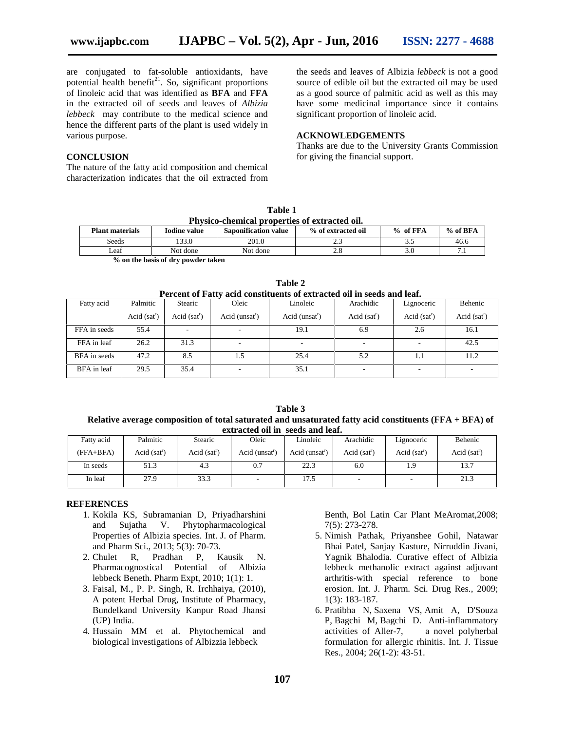are conjugated to fat-soluble antioxidants, have potential health benefit[21]. So, significant proportions of linoleic acid that was identified as **BFA** and **FFA** in the extracted oil of seeds and leaves of *Albizia lebbeck* may contribute to the medical science and hence the different parts of the plant is used widely in various purpose.

## CONCLUSION

The nature of the fatty acid composition and chemical characterization indicates that the oil extracted from the seeds and leaves of Albizia *lebbeck* is not a good source of edible oil but the extracted oil may be used as a good source of palmitic acid as well as this may have some medicinal importance since it contains significant proportion of linoleic acid.

## ACKNOWLEDGEMENTS

Thanks are due to the University Grants Commission for giving the financial support.

**Table 1**
**Physico-chemical properties of extracted oil.**

| Plant materials | Iodine value | Saponification value | % of extracted oil | % of FFA | % of BFA |
|---|---|---|---|---|---|
| Seeds | 133.0 | 201.0 | 2.3 | 3.5 | 46.6 |
| Leaf | Not done | Not done | 2.8 | 3.0 | 7.1 |

**% on the basis of dry powder taken**

**Table 2**
**Percent of Fatty acid constituents of extracted oil in seeds and leaf.**

| Fatty acid | Palmitic Acid (sat$^r$) | Stearic Acid (sat$^r$) | Oleic Acid (unsat$^r$) | Linoleic Acid (unsat$^r$) | Arachidic Acid (sat$^r$) | Lignoceric Acid (sat$^r$) | Behenic Acid (sat$^r$) |
|---|---|---|---|---|---|---|---|
| FFA in seeds | 55.4 | - | - | 19.1 | 6.9 | 2.6 | 16.1 |
| FFA in leaf | 26.2 | 31.3 | - | - | - | - | 42.5 |
| BFA in seeds | 47.2 | 8.5 | 1.5 | 25.4 | 5.2 | 1.1 | 11.2 |
| BFA in leaf | 29.5 | 35.4 | - | 35.1 | - | - | - |

**Table 3**
**Relative average composition of total saturated and unsaturated fatty acid constituents (FFA + BFA) of extracted oil in seeds and leaf.**

| Fatty acid (FFA+BFA) | Palmitic Acid (sat$^r$) | Stearic Acid (sat$^r$) | Oleic Acid (unsat$^r$) | Linoleic Acid (unsat$^r$) | Arachidic Acid (sat$^r$) | Lignoceric Acid (sat$^r$) | Behenic Acid (sat$^r$) |
|---|---|---|---|---|---|---|---|
| In seeds | 51.3 | 4.3 | 0.7 | 22.3 | 6.0 | 1.9 | 13.7 |
| In leaf | 27.9 | 33.3 | - | 17.5 | - | - | 21.3 |

## REFERENCES

1. Kokila KS, Subramanian D, Priyadharshini and Sujatha V. Phytopharmacological Properties of Albizia species. Int. J. of Pharm. and Pharm Sci., 2013; 5(3): 70-73.
2. Chulet R, Pradhan P, Kausik N. Pharmacognostical Potential of Albizia lebbeck Beneth. Pharm Expt, 2010; 1(1): 1.
3. Faisal, M., P. P. Singh, R. Irchhaiya, (2010), A potent Herbal Drug, Institute of Pharmacy, Bundelkand University Kanpur Road Jhansi (UP) India.
4. Hussain MM et al. Phytochemical and biological investigations of Albizzia lebbeck Benth, Bol Latin Car Plant MeAromat,2008; 7(5): 273-278.
5. Nimish Pathak, Priyanshee Gohil, Natawar Bhai Patel, Sanjay Kasture, Nirruddin Jivani, Yagnik Bhalodia. Curative effect of Albizia lebbeck methanolic extract against adjuvant arthritis-with special reference to bone erosion. Int. J. Pharm. Sci. Drug Res., 2009; 1(3): 183-187.
6. Pratibha N, Saxena VS, Amit A, D'Souza P, Bagchi M, Bagchi D. Anti-inflammatory activities of Aller-7, a novel polyherbal formulation for allergic rhinitis. Int. J. Tissue Res., 2004; 26(1-2): 43-51.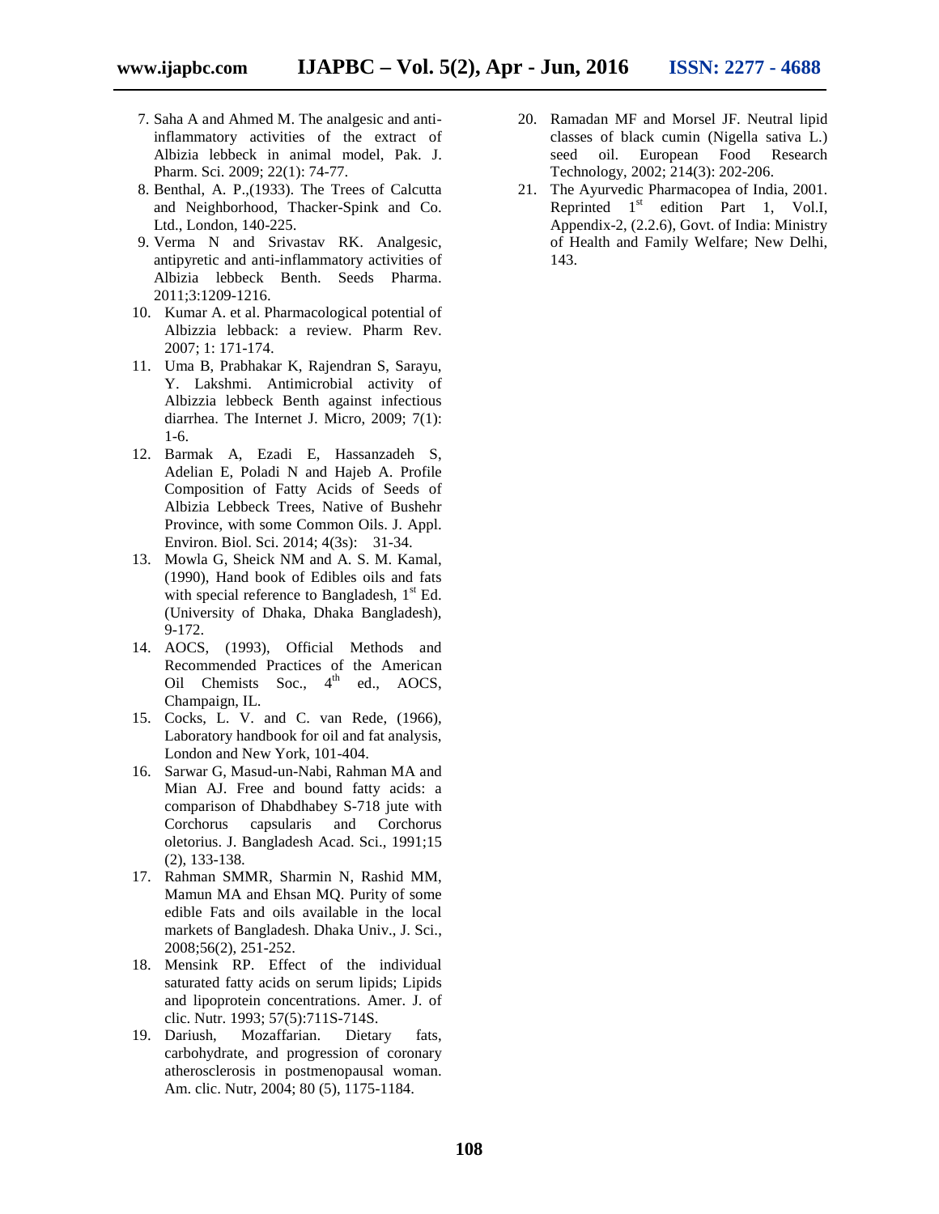7. Saha A and Ahmed M. The analgesic and anti-inflammatory activities of the extract of Albizia lebbeck in animal model, Pak. J. Pharm. Sci. 2009; 22(1): 74-77.
8. Benthal, A. P.,(1933). The Trees of Calcutta and Neighborhood, Thacker-Spink and Co. Ltd., London, 140-225.
9. Verma N and Srivastav RK. Analgesic, antipyretic and anti-inflammatory activities of Albizia lebbeck Benth. Seeds Pharma. 2011;3:1209-1216.
10. Kumar A. et al. Pharmacological potential of Albizzia lebback: a review. Pharm Rev. 2007; 1: 171-174.
11. Uma B, Prabhakar K, Rajendran S, Sarayu, Y. Lakshmi. Antimicrobial activity of Albizzia lebbeck Benth against infectious diarrhea. The Internet J. Micro, 2009; 7(1): 1-6.
12. Barmak A, Ezadi E, Hassanzadeh S, Adelian E, Poladi N and Hajeb A. Profile Composition of Fatty Acids of Seeds of Albizia Lebbeck Trees, Native of Bushehr Province, with some Common Oils. J. Appl. Environ. Biol. Sci. 2014; 4(3s): 31-34.
13. Mowla G, Sheick NM and A. S. M. Kamal, (1990), Hand book of Edibles oils and fats with special reference to Bangladesh, 1st Ed. (University of Dhaka, Dhaka Bangladesh), 9-172.
14. AOCS, (1993), Official Methods and Recommended Practices of the American Oil Chemists Soc., 4th ed., AOCS, Champaign, IL.
15. Cocks, L. V. and C. van Rede, (1966), Laboratory handbook for oil and fat analysis, London and New York, 101-404.
16. Sarwar G, Masud-un-Nabi, Rahman MA and Mian AJ. Free and bound fatty acids: a comparison of Dhabdhabey S-718 jute with Corchorus capsularis and Corchorus oletorius. J. Bangladesh Acad. Sci., 1991;15 (2), 133-138.
17. Rahman SMMR, Sharmin N, Rashid MM, Mamun MA and Ehsan MQ. Purity of some edible Fats and oils available in the local markets of Bangladesh. Dhaka Univ., J. Sci., 2008;56(2), 251-252.
18. Mensink RP. Effect of the individual saturated fatty acids on serum lipids; Lipids and lipoprotein concentrations. Amer. J. of clic. Nutr. 1993; 57(5):711S-714S.
19. Dariush, Mozaffarian. Dietary fats, carbohydrate, and progression of coronary atherosclerosis in postmenopausal woman. Am. clic. Nutr, 2004; 80 (5), 1175-1184.
20. Ramadan MF and Morsel JF. Neutral lipid classes of black cumin (Nigella sativa L.) seed oil. European Food Research Technology, 2002; 214(3): 202-206.
21. The Ayurvedic Pharmacopea of India, 2001. Reprinted 1st edition Part 1, Vol.I, Appendix-2, (2.2.6), Govt. of India: Ministry of Health and Family Welfare; New Delhi, 143.